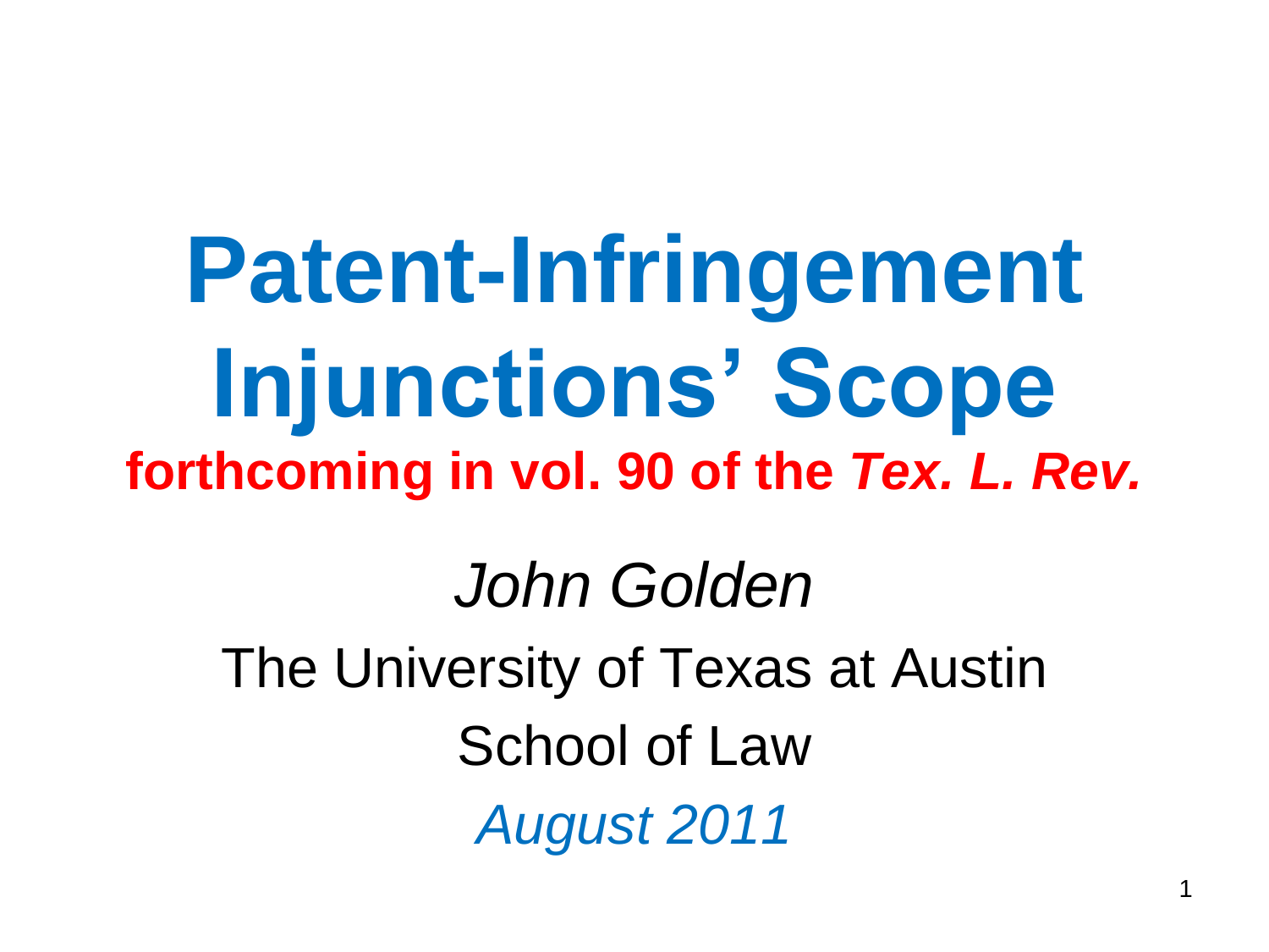# Patent-Infringement Injunctions' Scope

**forthcoming in vol. 90 of the *Tex. L. Rev.***

*John Golden*

The University of Texas at Austin

School of Law

*August 2011*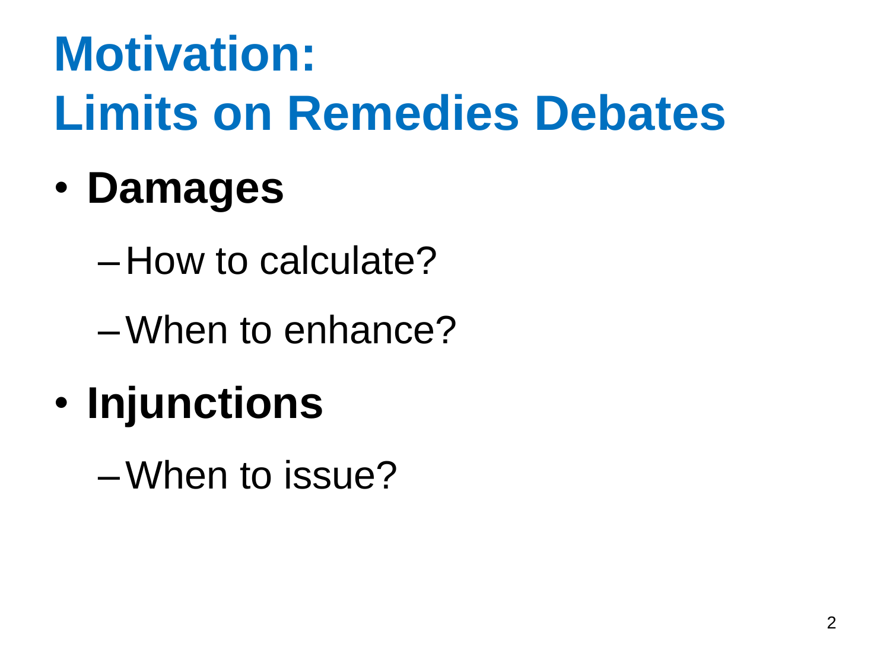# Motivation: Limits on Remedies Debates

- **Damages**
  - How to calculate?
  - When to enhance?
- **Injunctions**
  - When to issue?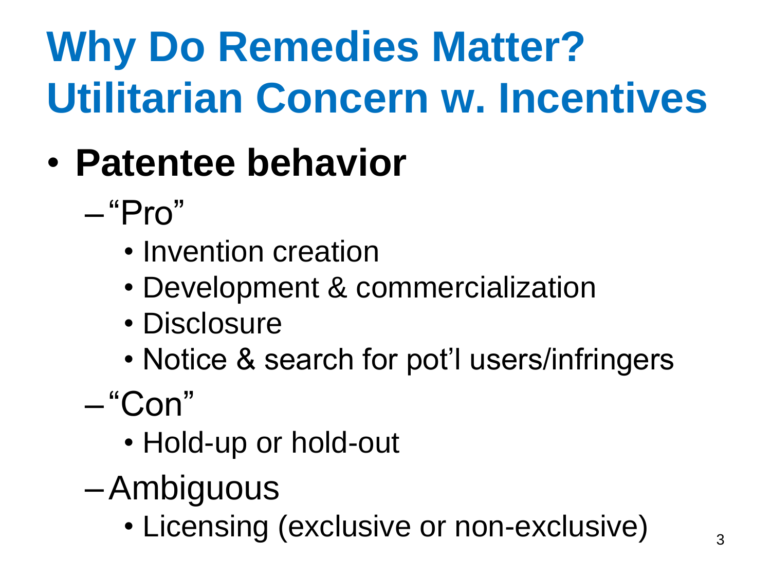# Why Do Remedies Matter? Utilitarian Concern w. Incentives

- **Patentee behavior**
  - "Pro"
    - Invention creation
    - Development & commercialization
    - Disclosure
    - Notice & search for pot'l users/infringers
  - "Con"
    - Hold-up or hold-out
  - Ambiguous
    - Licensing (exclusive or non-exclusive)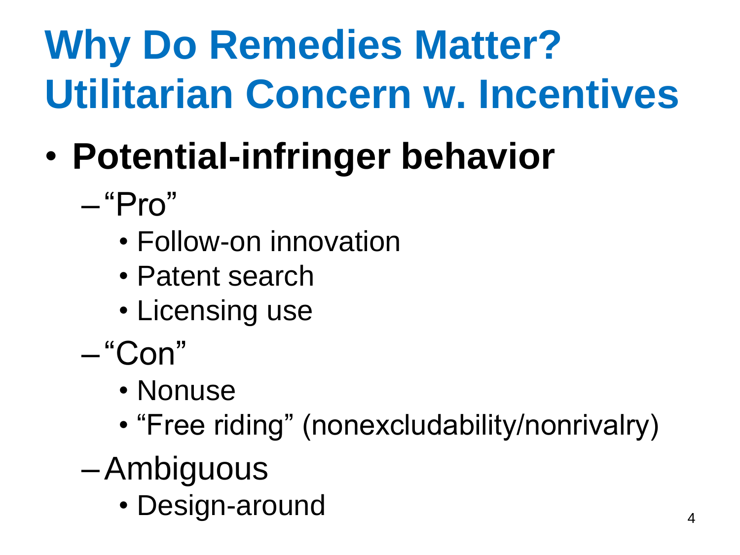# Why Do Remedies Matter? Utilitarian Concern w. Incentives

- **Potential-infringer behavior**
  - "Pro"
    - Follow-on innovation
    - Patent search
    - Licensing use
  - "Con"
    - Nonuse
    - "Free riding" (nonexcludability/nonrivalry)
  - Ambiguous
    - Design-around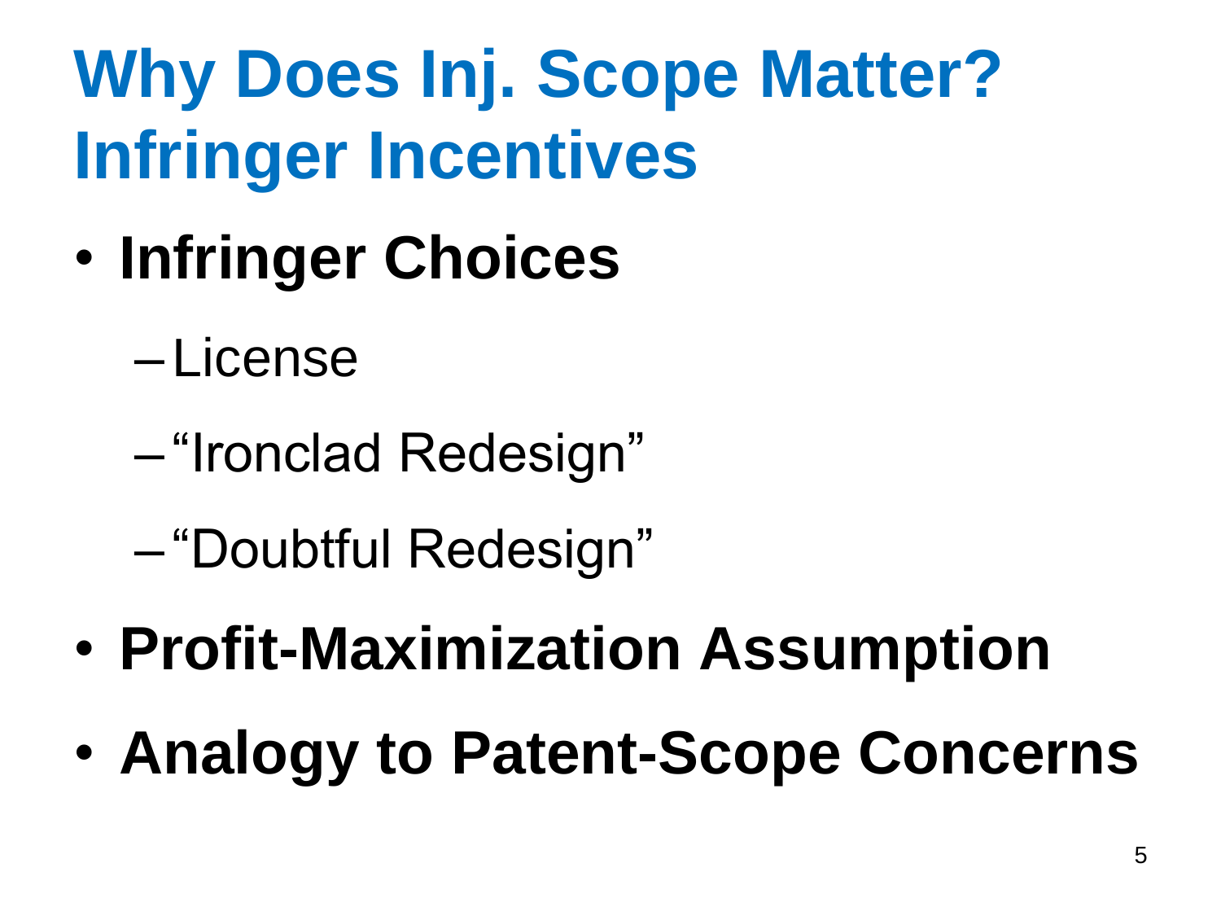# Why Does Inj. Scope Matter? Infringer Incentives

- **Infringer Choices**
  - License
  - “Ironclad Redesign”
  - “Doubtful Redesign”
- **Profit-Maximization Assumption**
- **Analogy to Patent-Scope Concerns**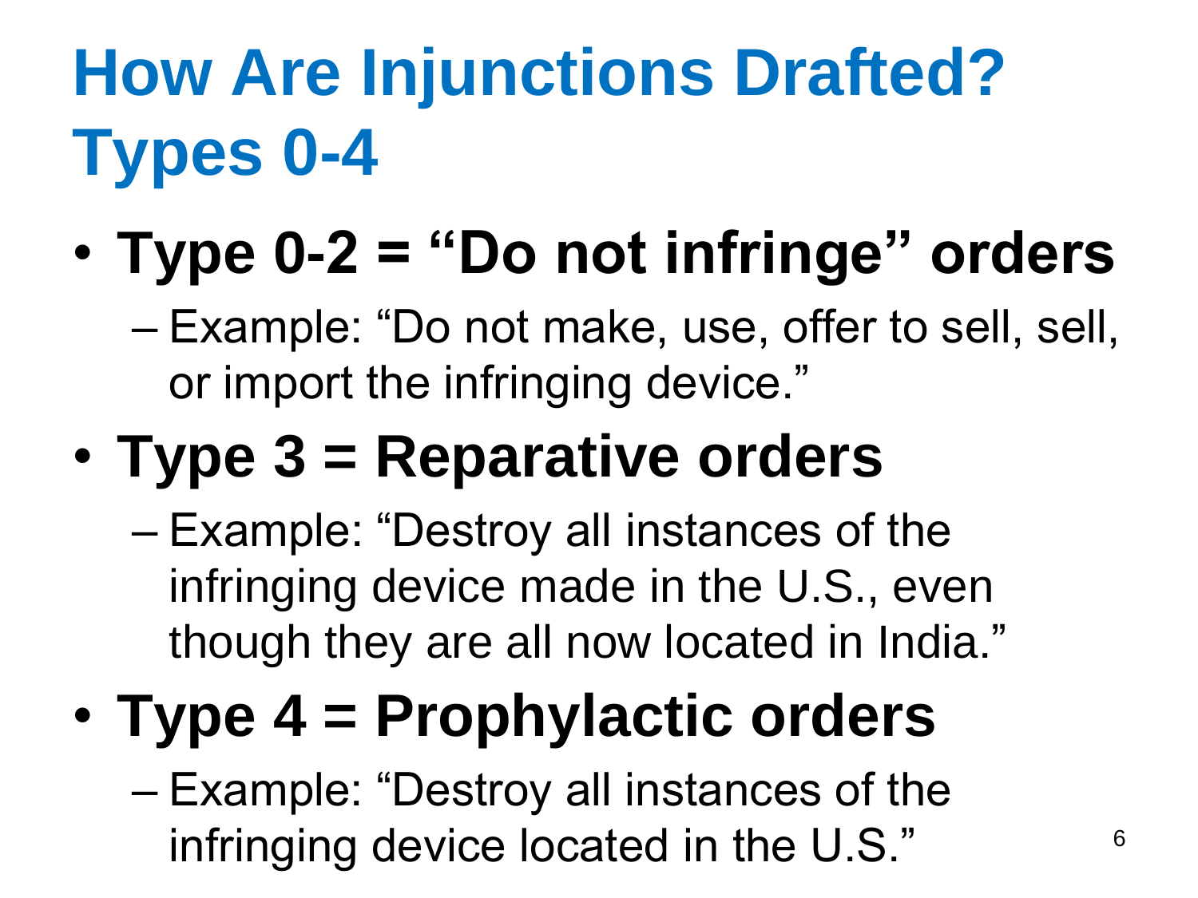# How Are Injunctions Drafted? Types 0-4

- **Type 0-2 = "Do not infringe" orders**
  - Example: "Do not make, use, offer to sell, sell, or import the infringing device."
- **Type 3 = Reparative orders**
  - Example: "Destroy all instances of the infringing device made in the U.S., even though they are all now located in India."
- **Type 4 = Prophylactic orders**
  - Example: "Destroy all instances of the infringing device located in the U.S."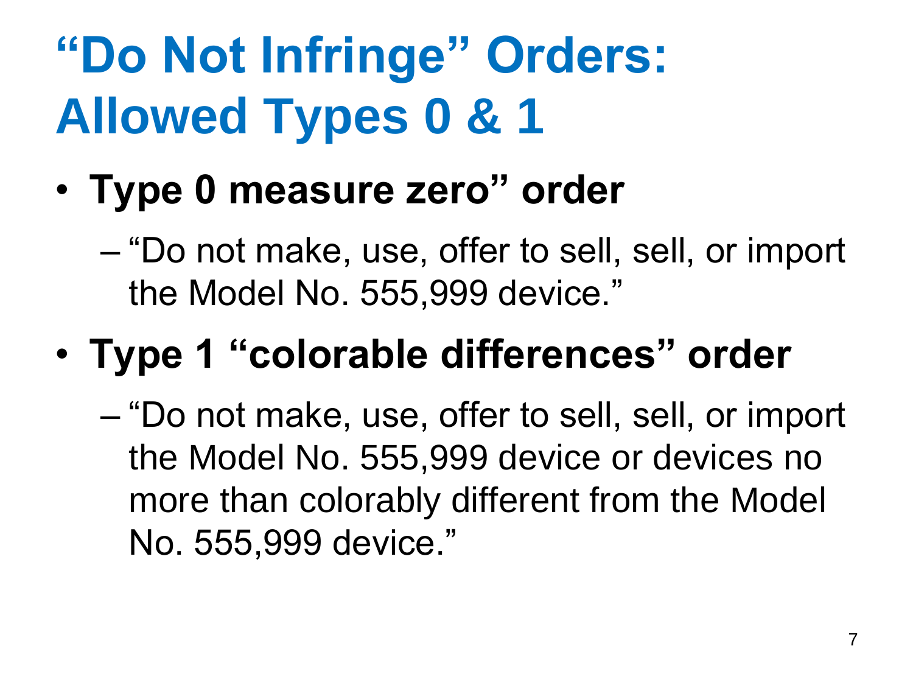# "Do Not Infringe" Orders: Allowed Types 0 & 1

- **Type 0 measure zero" order**
  - "Do not make, use, offer to sell, sell, or import the Model No. 555,999 device."
- **Type 1 "colorable differences" order**
  - "Do not make, use, offer to sell, sell, or import the Model No. 555,999 device or devices no more than colorably different from the Model No. 555,999 device."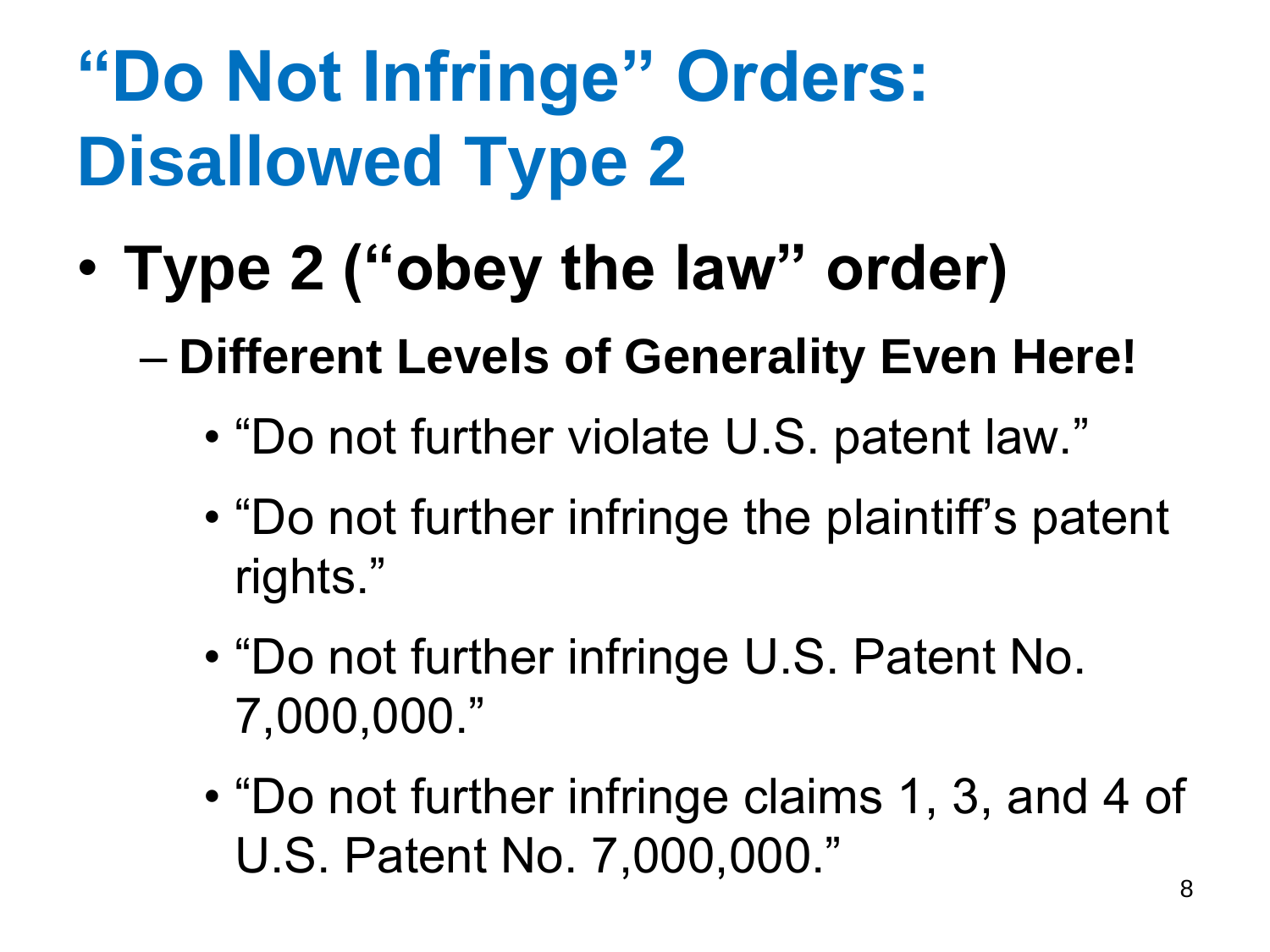# "Do Not Infringe" Orders: Disallowed Type 2

- **Type 2 ("obey the law" order)**
  - **Different Levels of Generality Even Here!**
    - "Do not further violate U.S. patent law."
    - "Do not further infringe the plaintiff's patent rights."
    - "Do not further infringe U.S. Patent No. 7,000,000."
    - "Do not further infringe claims 1, 3, and 4 of U.S. Patent No. 7,000,000."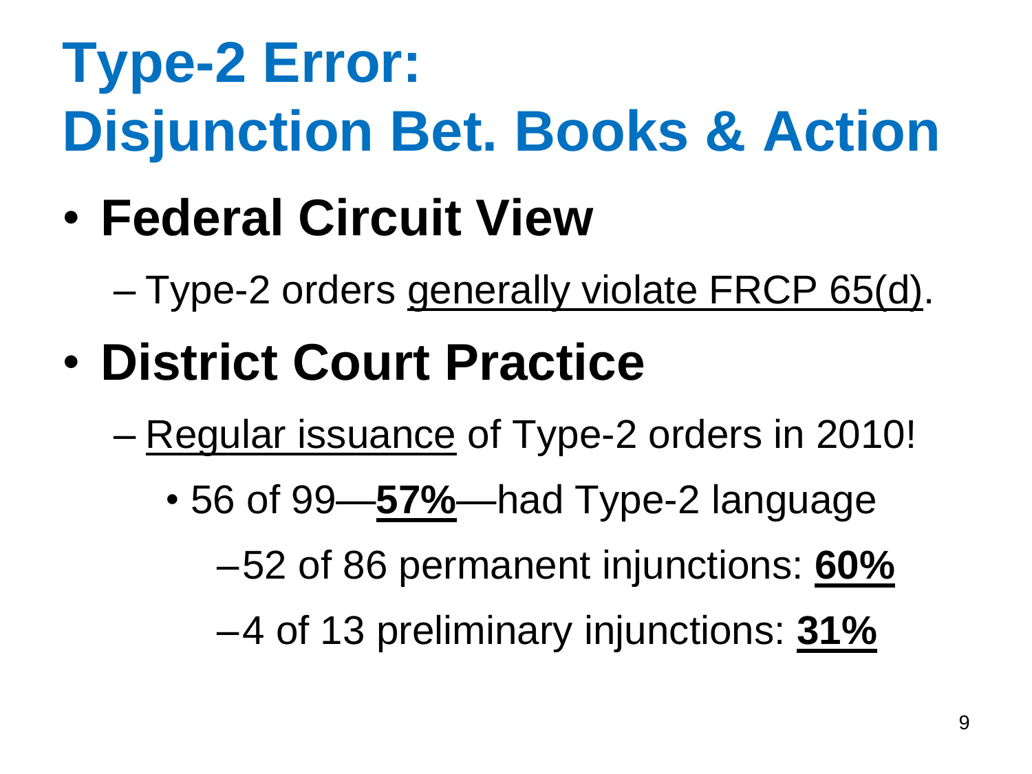# Type-2 Error: Disjunction Bet. Books & Action

- **Federal Circuit View**
  - Type-2 orders generally violate FRCP 65(d).
- **District Court Practice**
  - Regular issuance of Type-2 orders in 2010!
    - 56 of 99—**57%**—had Type-2 language
      - 52 of 86 permanent injunctions: **60%**
      - 4 of 13 preliminary injunctions: **31%**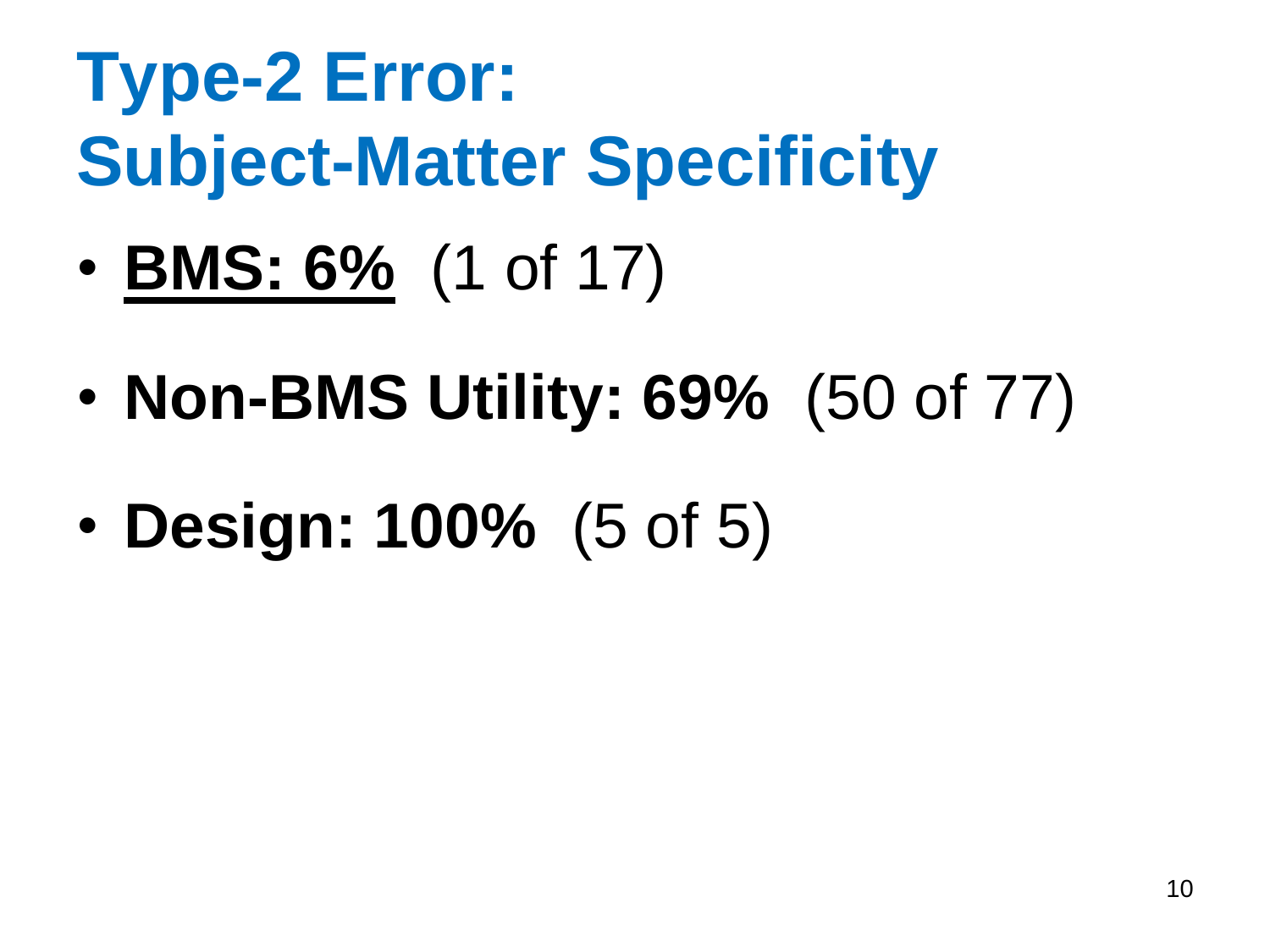# Type-2 Error: Subject-Matter Specificity

- **BMS: 6%** (1 of 17)
- **Non-BMS Utility: 69%** (50 of 77)
- **Design: 100%** (5 of 5)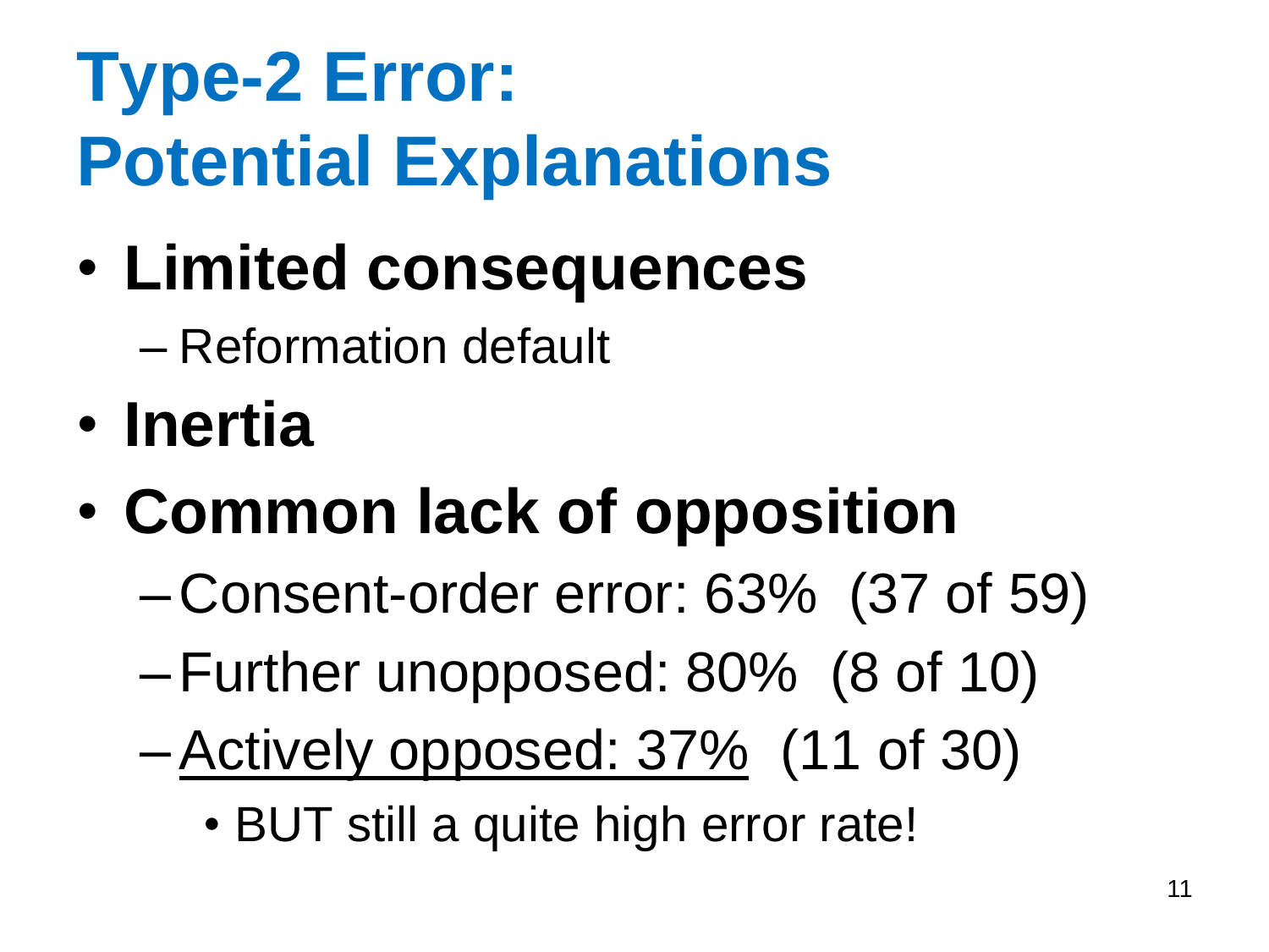# Type-2 Error: Potential Explanations

- **Limited consequences**
  - Reformation default
- **Inertia**
- **Common lack of opposition**
  - Consent-order error: 63% (37 of 59)
  - Further unopposed: 80% (8 of 10)
  - <u>Actively opposed: 37%</u> (11 of 30)
    - BUT still a quite high error rate!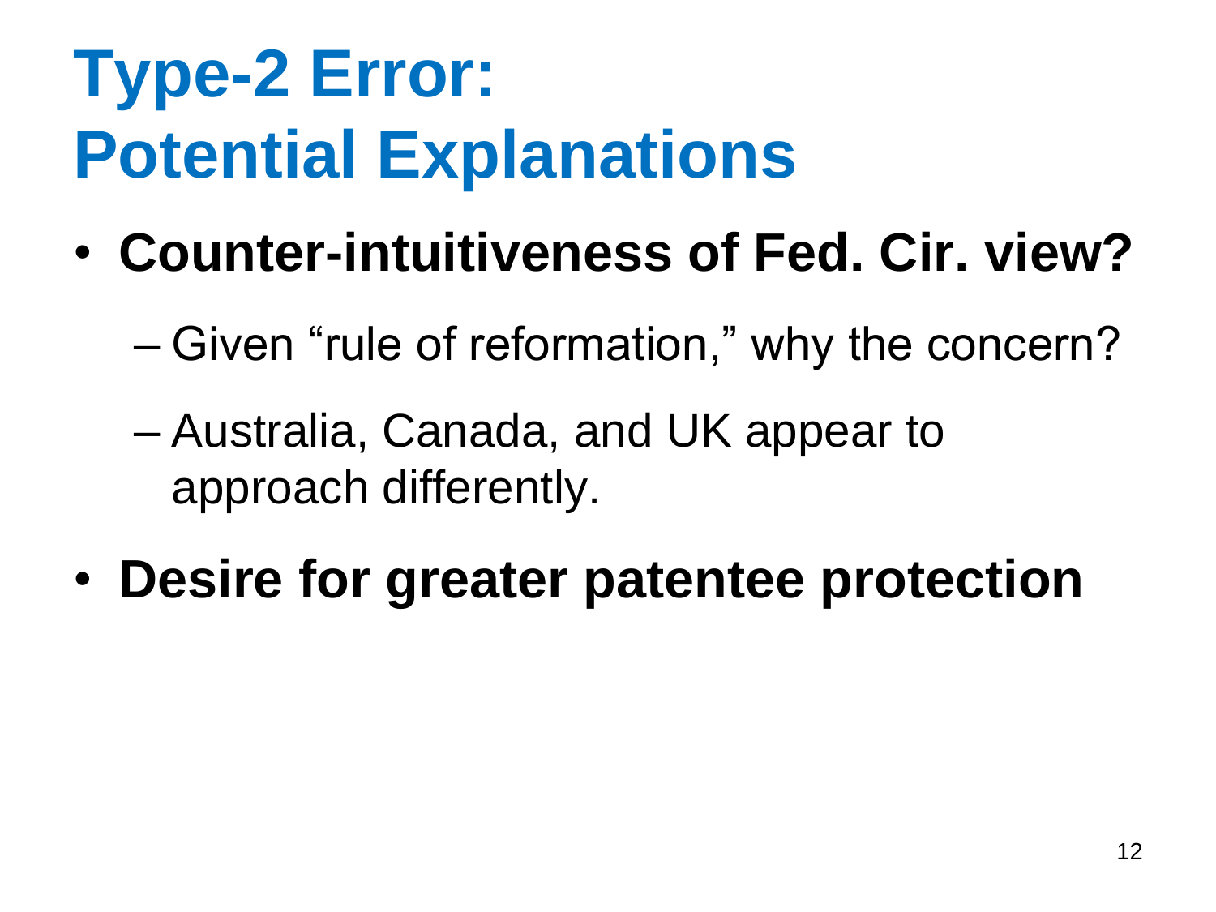# Type-2 Error: Potential Explanations

- **Counter-intuitiveness of Fed. Cir. view?**
  - Given "rule of reformation," why the concern?
  - Australia, Canada, and UK appear to approach differently.
- **Desire for greater patentee protection**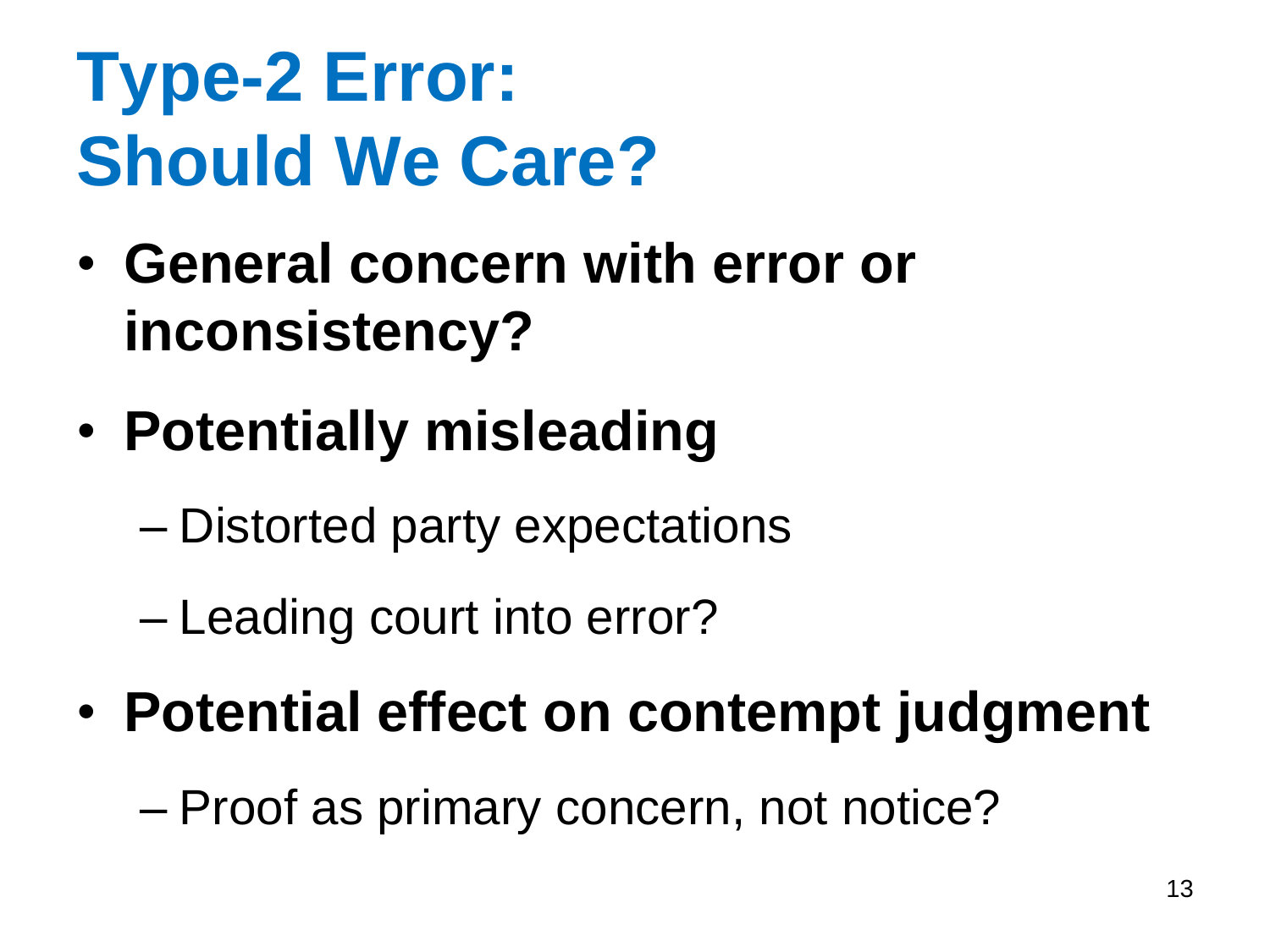# Type-2 Error: Should We Care?

- **General concern with error or inconsistency?**
- **Potentially misleading**
  - Distorted party expectations
  - Leading court into error?
- **Potential effect on contempt judgment**
  - Proof as primary concern, not notice?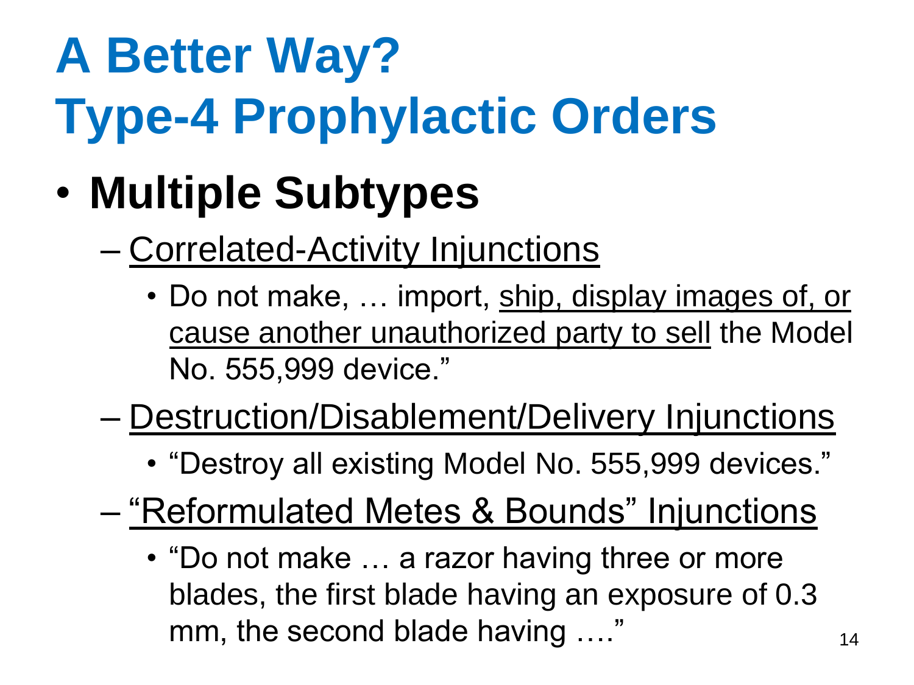# A Better Way? Type-4 Prophylactic Orders

- **Multiple Subtypes**
  - <u>Correlated-Activity Injunctions</u>
    - Do not make, … import, <u>ship, display images of, or cause another unauthorized party to sell</u> the Model No. 555,999 device."
  - <u>Destruction/Disablement/Delivery Injunctions</u>
    - "Destroy all existing Model No. 555,999 devices."
  - <u>"Reformulated Metes & Bounds" Injunctions</u>
    - "Do not make … a razor having three or more blades, the first blade having an exposure of 0.3 mm, the second blade having …."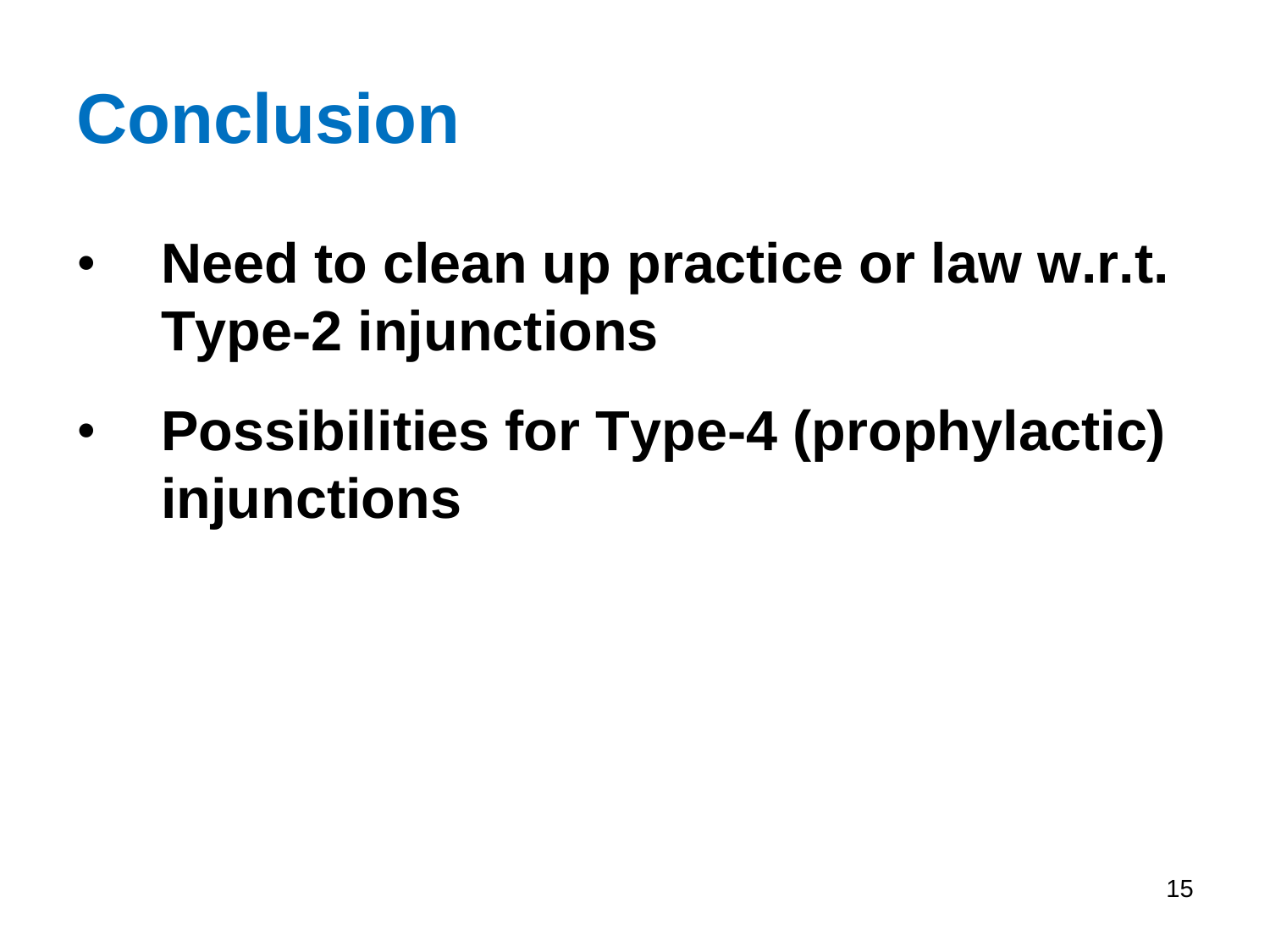# Conclusion

- **Need to clean up practice or law w.r.t. Type-2 injunctions**
- **Possibilities for Type-4 (prophylactic) injunctions**